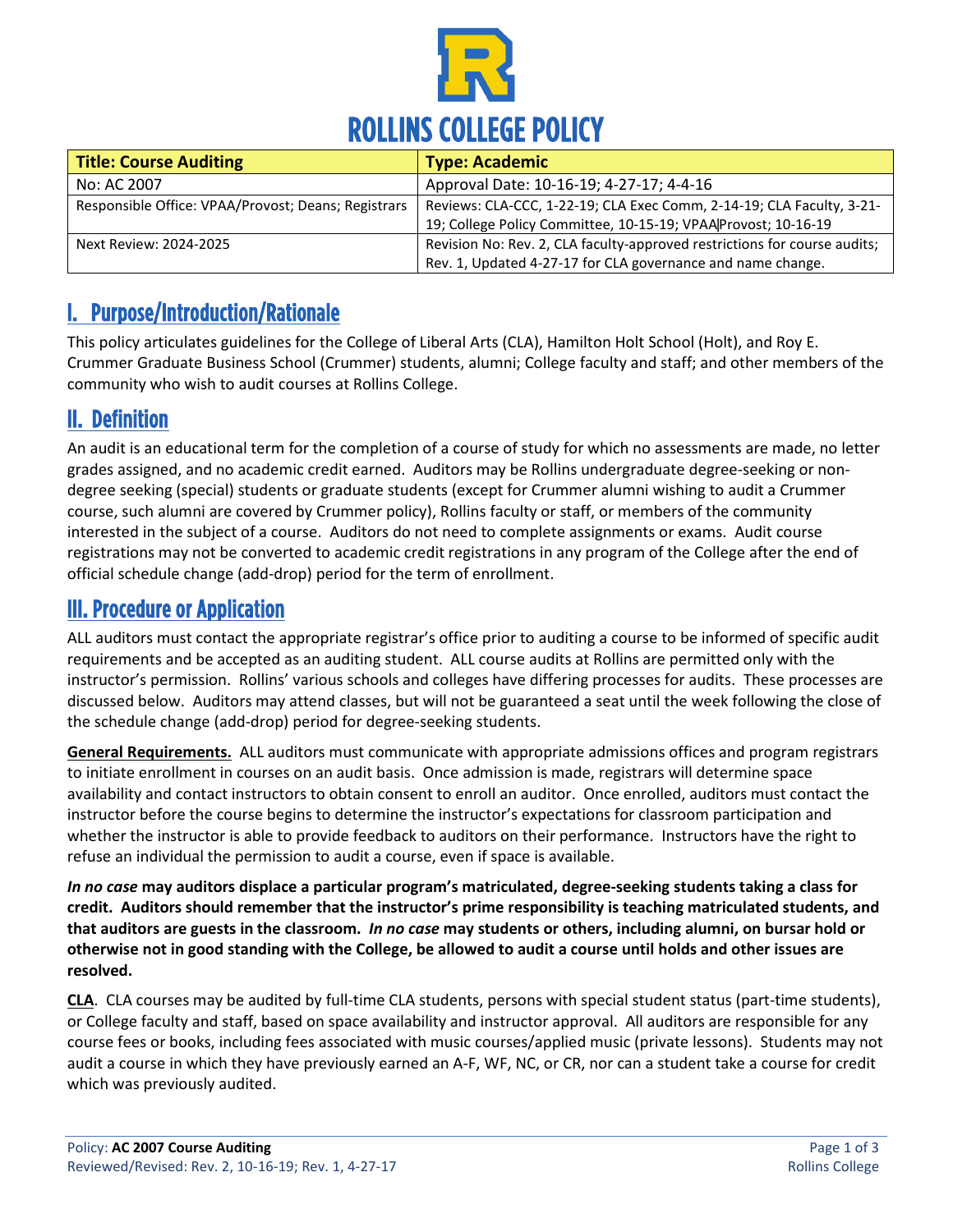# ROLLINS COLLEGE POLICY

| Title: Course Auditing | Type: Academic |
|---|---|
| No: AC 2007 | Approval Date: 10-16-19; 4-27-17; 4-4-16 |
| Responsible Office: VPAA/Provost; Deans; Registrars | Reviews: CLA-CCC, 1-22-19; CLA Exec Comm, 2-14-19; CLA Faculty, 3-21-19; College Policy Committee, 10-15-19; VPAA\|Provost; 10-16-19 |
| Next Review: 2024-2025 | Revision No: Rev. 2, CLA faculty-approved restrictions for course audits; Rev. 1, Updated 4-27-17 for CLA governance and name change. |

## I. Purpose/Introduction/Rationale

This policy articulates guidelines for the College of Liberal Arts (CLA), Hamilton Holt School (Holt), and Roy E. Crummer Graduate Business School (Crummer) students, alumni; College faculty and staff; and other members of the community who wish to audit courses at Rollins College.

## II. Definition

An audit is an educational term for the completion of a course of study for which no assessments are made, no letter grades assigned, and no academic credit earned. Auditors may be Rollins undergraduate degree-seeking or non-degree seeking (special) students or graduate students (except for Crummer alumni wishing to audit a Crummer course, such alumni are covered by Crummer policy), Rollins faculty or staff, or members of the community interested in the subject of a course. Auditors do not need to complete assignments or exams. Audit course registrations may not be converted to academic credit registrations in any program of the College after the end of official schedule change (add-drop) period for the term of enrollment.

## III. Procedure or Application

ALL auditors must contact the appropriate registrar's office prior to auditing a course to be informed of specific audit requirements and be accepted as an auditing student. ALL course audits at Rollins are permitted only with the instructor's permission. Rollins' various schools and colleges have differing processes for audits. These processes are discussed below. Auditors may attend classes, but will not be guaranteed a seat until the week following the close of the schedule change (add-drop) period for degree-seeking students.

**General Requirements.** ALL auditors must communicate with appropriate admissions offices and program registrars to initiate enrollment in courses on an audit basis. Once admission is made, registrars will determine space availability and contact instructors to obtain consent to enroll an auditor. Once enrolled, auditors must contact the instructor before the course begins to determine the instructor's expectations for classroom participation and whether the instructor is able to provide feedback to auditors on their performance. Instructors have the right to refuse an individual the permission to audit a course, even if space is available.

***In no case*** **may auditors displace a particular program's matriculated, degree-seeking students taking a class for credit. Auditors should remember that the instructor's prime responsibility is teaching matriculated students, and that auditors are guests in the classroom.** ***In no case*** **may students or others, including alumni, on bursar hold or otherwise not in good standing with the College, be allowed to audit a course until holds and other issues are resolved.**

**CLA**. CLA courses may be audited by full-time CLA students, persons with special student status (part-time students), or College faculty and staff, based on space availability and instructor approval. All auditors are responsible for any course fees or books, including fees associated with music courses/applied music (private lessons). Students may not audit a course in which they have previously earned an A-F, WF, NC, or CR, nor can a student take a course for credit which was previously audited.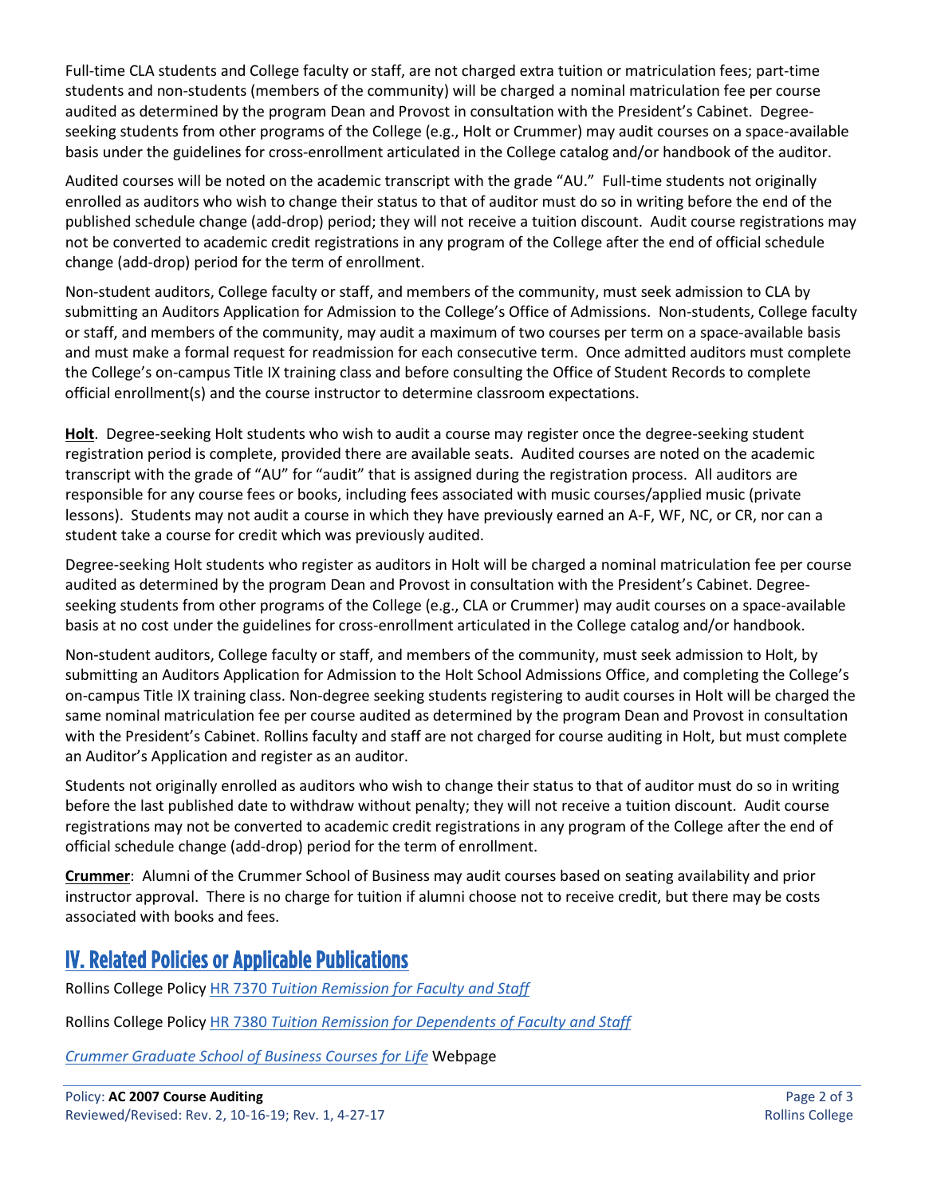Full-time CLA students and College faculty or staff, are not charged extra tuition or matriculation fees; part-time students and non-students (members of the community) will be charged a nominal matriculation fee per course audited as determined by the program Dean and Provost in consultation with the President's Cabinet. Degree-seeking students from other programs of the College (e.g., Holt or Crummer) may audit courses on a space-available basis under the guidelines for cross-enrollment articulated in the College catalog and/or handbook of the auditor.

Audited courses will be noted on the academic transcript with the grade "AU." Full-time students not originally enrolled as auditors who wish to change their status to that of auditor must do so in writing before the end of the published schedule change (add-drop) period; they will not receive a tuition discount. Audit course registrations may not be converted to academic credit registrations in any program of the College after the end of official schedule change (add-drop) period for the term of enrollment.

Non-student auditors, College faculty or staff, and members of the community, must seek admission to CLA by submitting an Auditors Application for Admission to the College's Office of Admissions. Non-students, College faculty or staff, and members of the community, may audit a maximum of two courses per term on a space-available basis and must make a formal request for readmission for each consecutive term. Once admitted auditors must complete the College's on-campus Title IX training class and before consulting the Office of Student Records to complete official enrollment(s) and the course instructor to determine classroom expectations.

**Holt**. Degree-seeking Holt students who wish to audit a course may register once the degree-seeking student registration period is complete, provided there are available seats. Audited courses are noted on the academic transcript with the grade of "AU" for "audit" that is assigned during the registration process. All auditors are responsible for any course fees or books, including fees associated with music courses/applied music (private lessons). Students may not audit a course in which they have previously earned an A-F, WF, NC, or CR, nor can a student take a course for credit which was previously audited.

Degree-seeking Holt students who register as auditors in Holt will be charged a nominal matriculation fee per course audited as determined by the program Dean and Provost in consultation with the President's Cabinet. Degree-seeking students from other programs of the College (e.g., CLA or Crummer) may audit courses on a space-available basis at no cost under the guidelines for cross-enrollment articulated in the College catalog and/or handbook.

Non-student auditors, College faculty or staff, and members of the community, must seek admission to Holt, by submitting an Auditors Application for Admission to the Holt School Admissions Office, and completing the College's on-campus Title IX training class. Non-degree seeking students registering to audit courses in Holt will be charged the same nominal matriculation fee per course audited as determined by the program Dean and Provost in consultation with the President's Cabinet. Rollins faculty and staff are not charged for course auditing in Holt, but must complete an Auditor's Application and register as an auditor.

Students not originally enrolled as auditors who wish to change their status to that of auditor must do so in writing before the last published date to withdraw without penalty; they will not receive a tuition discount. Audit course registrations may not be converted to academic credit registrations in any program of the College after the end of official schedule change (add-drop) period for the term of enrollment.

**Crummer**: Alumni of the Crummer School of Business may audit courses based on seating availability and prior instructor approval. There is no charge for tuition if alumni choose not to receive credit, but there may be costs associated with books and fees.

## IV. Related Policies or Applicable Publications

Rollins College Policy HR 7370 *Tuition Remission for Faculty and Staff*

Rollins College Policy HR 7380 *Tuition Remission for Dependents of Faculty and Staff*

*Crummer Graduate School of Business Courses for Life* Webpage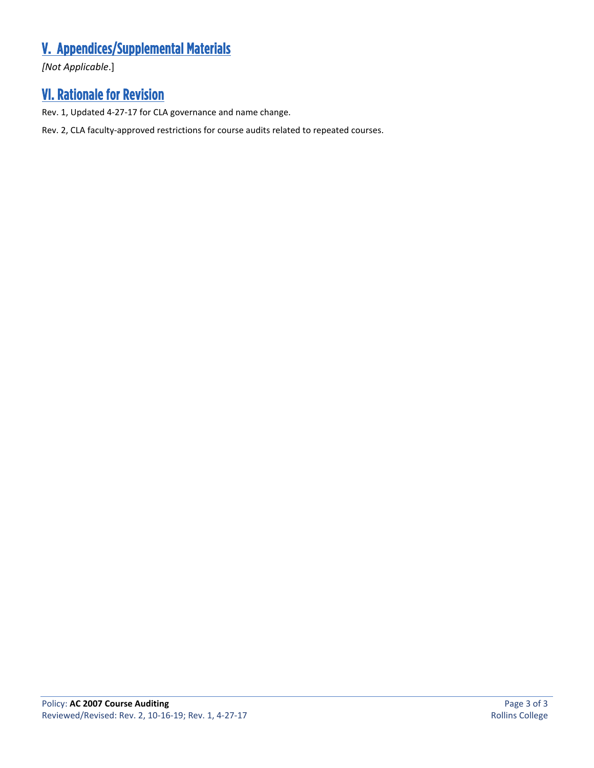## V. Appendices/Supplemental Materials

*[Not Applicable*.]

## VI. Rationale for Revision

Rev. 1, Updated 4-27-17 for CLA governance and name change.

Rev. 2, CLA faculty-approved restrictions for course audits related to repeated courses.